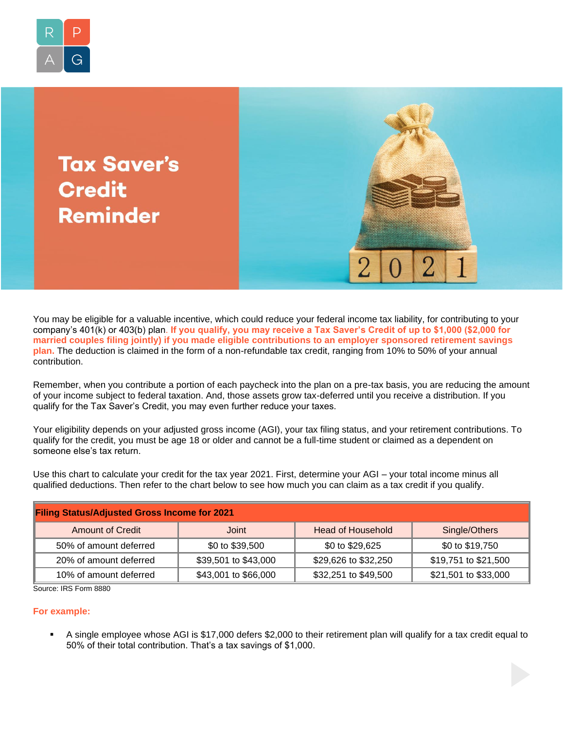# Tax Saver's Credit Reminder

You may be eligible for a valuable incentive, which could reduce your federal income tax liability, for contributing to your company's 401(k) or 403(b) plan. **If you qualify, you may receive a Tax Saver's Credit of up to $1,000 ($2,000 for married couples filing jointly) if you made eligible contributions to an employer sponsored retirement savings plan.** The deduction is claimed in the form of a non-refundable tax credit, ranging from 10% to 50% of your annual contribution.

Remember, when you contribute a portion of each paycheck into the plan on a pre-tax basis, you are reducing the amount of your income subject to federal taxation. And, those assets grow tax-deferred until you receive a distribution. If you qualify for the Tax Saver's Credit, you may even further reduce your taxes.

Your eligibility depends on your adjusted gross income (AGI), your tax filing status, and your retirement contributions. To qualify for the credit, you must be age 18 or older and cannot be a full-time student or claimed as a dependent on someone else's tax return.

Use this chart to calculate your credit for the tax year 2021. First, determine your AGI – your total income minus all qualified deductions. Then refer to the chart below to see how much you can claim as a tax credit if you qualify.

| **Filing Status/Adjusted Gross Income for 2021** | | | |
|---|---|---|---|
| Amount of Credit | Joint | Head of Household | Single/Others |
| 50% of amount deferred | $0 to $39,500 | $0 to $29,625 | $0 to $19,750 |
| 20% of amount deferred | $39,501 to $43,000 | $29,626 to $32,250 | $19,751 to $21,500 |
| 10% of amount deferred | $43,001 to $66,000 | $32,251 to $49,500 | $21,501 to $33,000 |

Source: IRS Form 8880

**For example:**

- A single employee whose AGI is $17,000 defers $2,000 to their retirement plan will qualify for a tax credit equal to 50% of their total contribution. That's a tax savings of $1,000.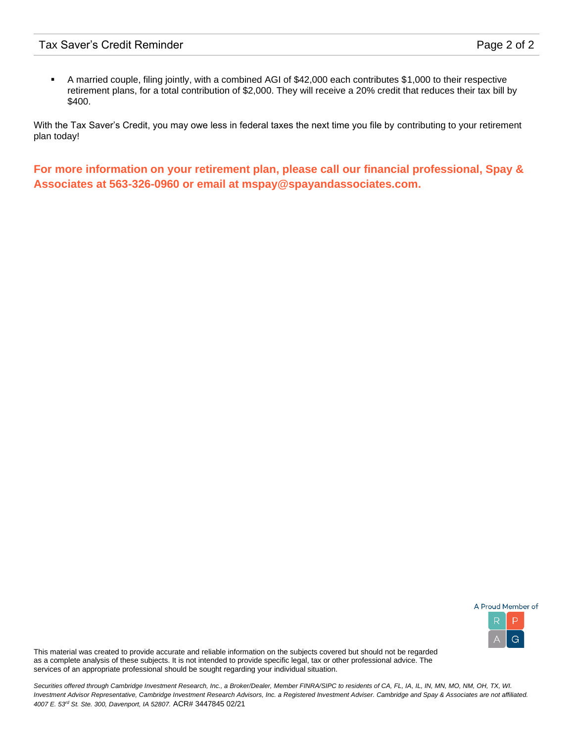- A married couple, filing jointly, with a combined AGI of $42,000 each contributes $1,000 to their respective retirement plans, for a total contribution of $2,000. They will receive a 20% credit that reduces their tax bill by $400.

With the Tax Saver's Credit, you may owe less in federal taxes the next time you file by contributing to your retirement plan today!

**For more information on your retirement plan, please call our financial professional, Spay & Associates at 563-326-0960 or email at mspay@spayandassociates.com.**

A Proud Member of RPAG

This material was created to provide accurate and reliable information on the subjects covered but should not be regarded as a complete analysis of these subjects. It is not intended to provide specific legal, tax or other professional advice. The services of an appropriate professional should be sought regarding your individual situation.

*Securities offered through Cambridge Investment Research, Inc., a Broker/Dealer, Member FINRA/SIPC to residents of CA, FL, IA, IL, IN, MN, MO, NM, OH, TX, WI. Investment Advisor Representative, Cambridge Investment Research Advisors, Inc. a Registered Investment Adviser. Cambridge and Spay & Associates are not affiliated. 4007 E. 53rd St. Ste. 300, Davenport, IA 52807.* ACR# 3447845 02/21